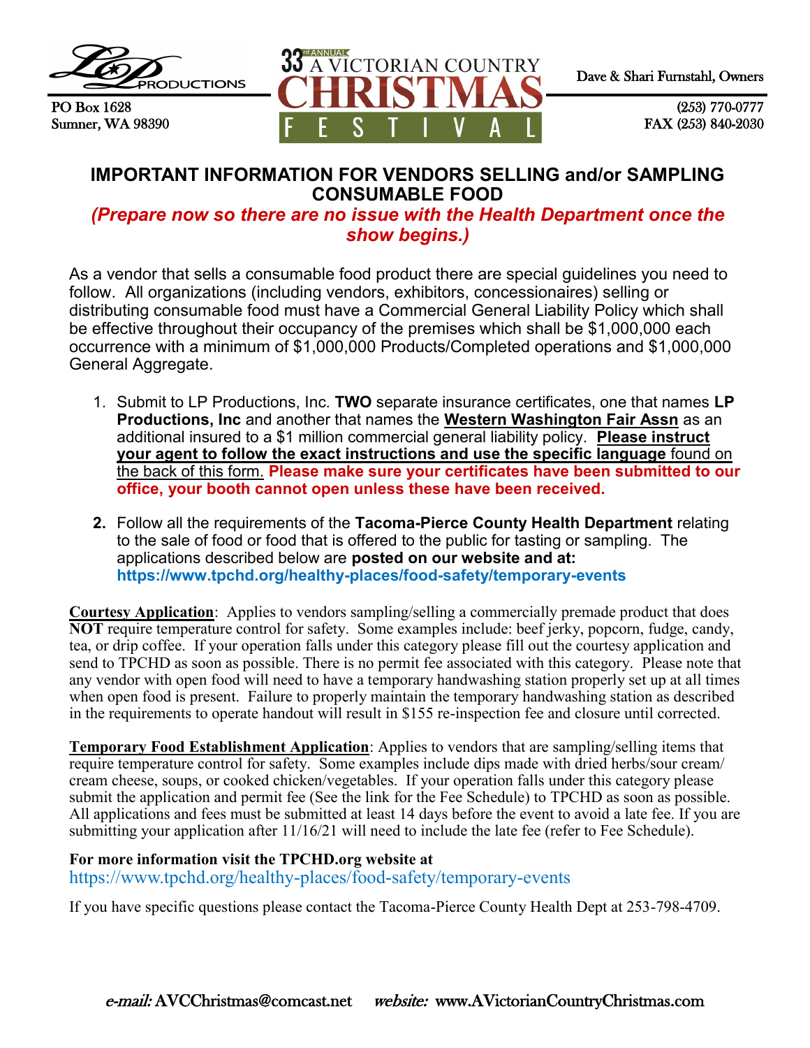LP PRODUCTIONS

PO Box 1628
Sumner, WA 98390

33rd ANNUAL A VICTORIAN COUNTRY CHRISTMAS FESTIVAL

Dave & Shari Furnstahl, Owners

(253) 770-0777
FAX (253) 840-2030

## IMPORTANT INFORMATION FOR VENDORS SELLING and/or SAMPLING CONSUMABLE FOOD

***(Prepare now so there are no issue with the Health Department once the show begins.)***

As a vendor that sells a consumable food product there are special guidelines you need to follow. All organizations (including vendors, exhibitors, concessionaires) selling or distributing consumable food must have a Commercial General Liability Policy which shall be effective throughout their occupancy of the premises which shall be $1,000,000 each occurrence with a minimum of $1,000,000 Products/Completed operations and $1,000,000 General Aggregate.

1. Submit to LP Productions, Inc. **TWO** separate insurance certificates, one that names **LP Productions, Inc** and another that names the **Western Washington Fair Assn** as an additional insured to a $1 million commercial general liability policy. **Please instruct your agent to follow the exact instructions and use the specific language** found on the back of this form. **Please make sure your certificates have been submitted to our office, your booth cannot open unless these have been received.**

2. Follow all the requirements of the **Tacoma-Pierce County Health Department** relating to the sale of food or food that is offered to the public for tasting or sampling. The applications described below are **posted on our website and at:** **https://www.tpchd.org/healthy-places/food-safety/temporary-events**

**Courtesy Application**: Applies to vendors sampling/selling a commercially premade product that does **NOT** require temperature control for safety. Some examples include: beef jerky, popcorn, fudge, candy, tea, or drip coffee. If your operation falls under this category please fill out the courtesy application and send to TPCHD as soon as possible. There is no permit fee associated with this category. Please note that any vendor with open food will need to have a temporary handwashing station properly set up at all times when open food is present. Failure to properly maintain the temporary handwashing station as described in the requirements to operate handout will result in $155 re-inspection fee and closure until corrected.

**Temporary Food Establishment Application**: Applies to vendors that are sampling/selling items that require temperature control for safety. Some examples include dips made with dried herbs/sour cream/cream cheese, soups, or cooked chicken/vegetables. If your operation falls under this category please submit the application and permit fee (See the link for the Fee Schedule) to TPCHD as soon as possible. All applications and fees must be submitted at least 14 days before the event to avoid a late fee. If you are submitting your application after 11/16/21 will need to include the late fee (refer to Fee Schedule).

**For more information visit the TPCHD.org website at**
https://www.tpchd.org/healthy-places/food-safety/temporary-events

If you have specific questions please contact the Tacoma-Pierce County Health Dept at 253-798-4709.

*e-mail:* AVCChristmas@comcast.net *website:* www.AVictorianCountryChristmas.com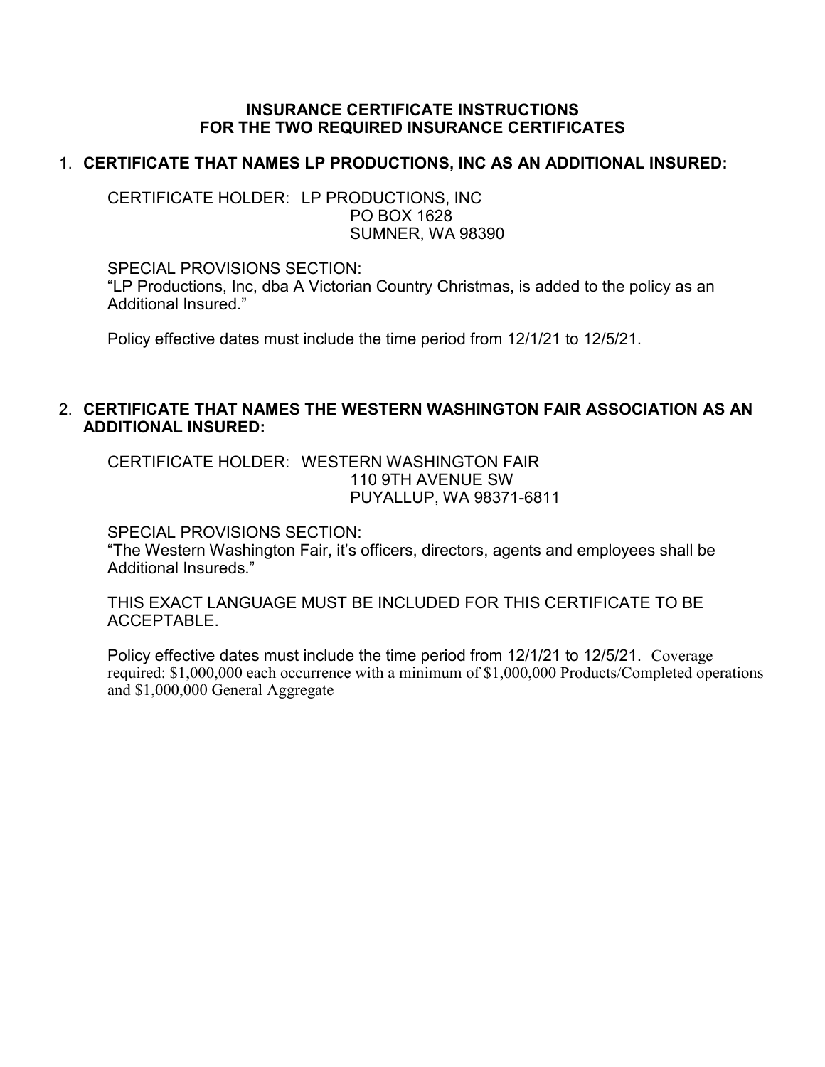# INSURANCE CERTIFICATE INSTRUCTIONS FOR THE TWO REQUIRED INSURANCE CERTIFICATES

1. **CERTIFICATE THAT NAMES LP PRODUCTIONS, INC AS AN ADDITIONAL INSURED:**

   CERTIFICATE HOLDER: LP PRODUCTIONS, INC
   PO BOX 1628
   SUMNER, WA 98390

   SPECIAL PROVISIONS SECTION:
   "LP Productions, Inc, dba A Victorian Country Christmas, is added to the policy as an Additional Insured."

   Policy effective dates must include the time period from 12/1/21 to 12/5/21.

2. **CERTIFICATE THAT NAMES THE WESTERN WASHINGTON FAIR ASSOCIATION AS AN ADDITIONAL INSURED:**

   CERTIFICATE HOLDER: WESTERN WASHINGTON FAIR
   110 9TH AVENUE SW
   PUYALLUP, WA 98371-6811

   SPECIAL PROVISIONS SECTION:
   "The Western Washington Fair, it's officers, directors, agents and employees shall be Additional Insureds."

   THIS EXACT LANGUAGE MUST BE INCLUDED FOR THIS CERTIFICATE TO BE ACCEPTABLE.

   Policy effective dates must include the time period from 12/1/21 to 12/5/21. Coverage required: $1,000,000 each occurrence with a minimum of $1,000,000 Products/Completed operations and $1,000,000 General Aggregate